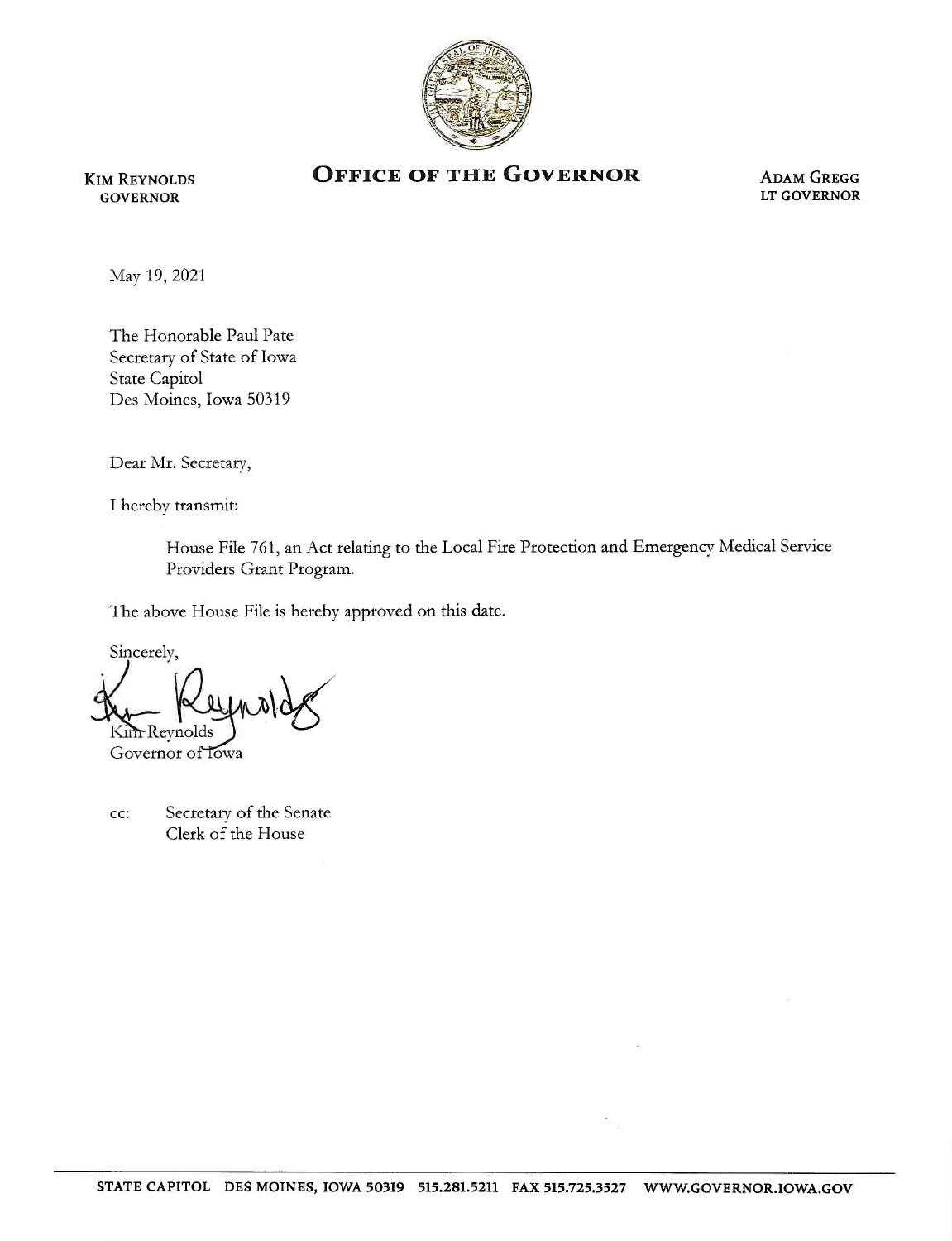KIM REYNOLDS
GOVERNOR

# OFFICE OF THE GOVERNOR

ADAM GREGG
LT GOVERNOR

May 19, 2021

The Honorable Paul Pate
Secretary of State of Iowa
State Capitol
Des Moines, Iowa 50319

Dear Mr. Secretary,

I hereby transmit:

> House File 761, an Act relating to the Local Fire Protection and Emergency Medical Service Providers Grant Program.

The above House File is hereby approved on this date.

Sincerely,

Kim Reynolds
Governor of Iowa

cc: Secretary of the Senate
Clerk of the House

STATE CAPITOL DES MOINES, IOWA 50319 515.281.5211 FAX 515.725.3527 WWW.GOVERNOR.IOWA.GOV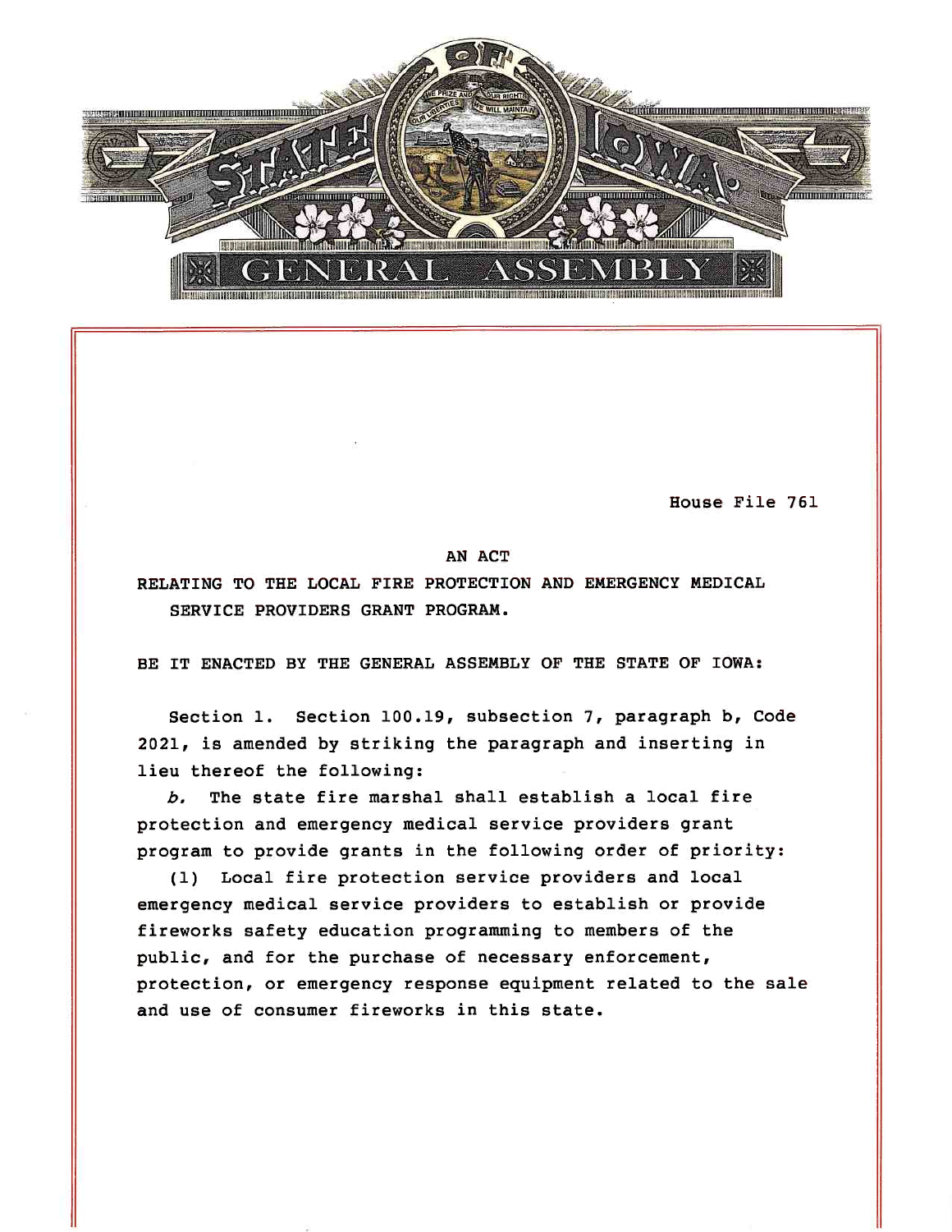House File 761

AN ACT

RELATING TO THE LOCAL FIRE PROTECTION AND EMERGENCY MEDICAL SERVICE PROVIDERS GRANT PROGRAM.

BE IT ENACTED BY THE GENERAL ASSEMBLY OF THE STATE OF IOWA:

Section 1. Section 100.19, subsection 7, paragraph b, Code 2021, is amended by striking the paragraph and inserting in lieu thereof the following:

*b.* The state fire marshal shall establish a local fire protection and emergency medical service providers grant program to provide grants in the following order of priority:

(1) Local fire protection service providers and local emergency medical service providers to establish or provide fireworks safety education programming to members of the public, and for the purchase of necessary enforcement, protection, or emergency response equipment related to the sale and use of consumer fireworks in this state.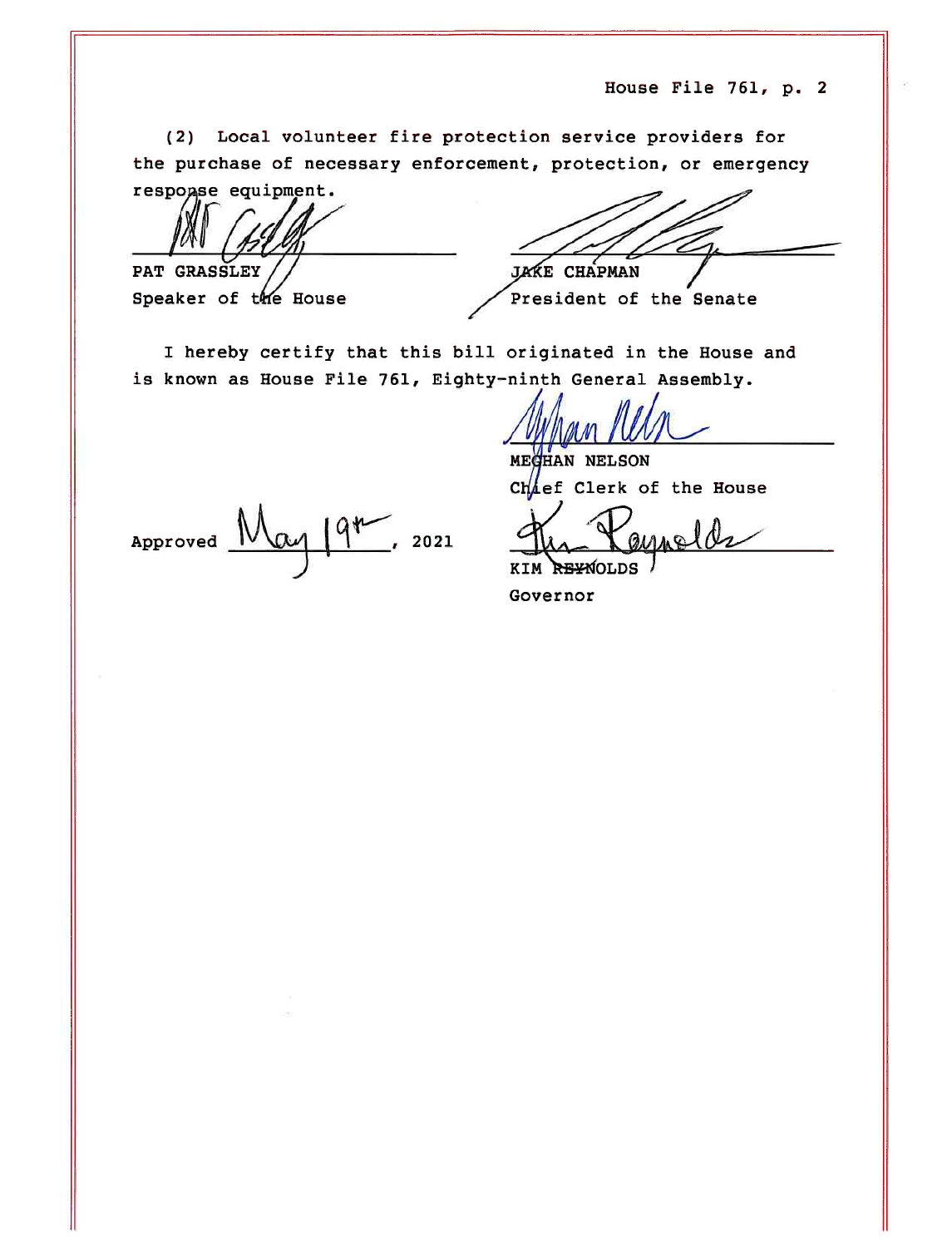(2) Local volunteer fire protection service providers for the purchase of necessary enforcement, protection, or emergency response equipment.

PAT GRASSLEY
Speaker of the House

JAKE CHAPMAN
President of the Senate

I hereby certify that this bill originated in the House and is known as House File 761, Eighty-ninth General Assembly.

MEGHAN NELSON
Chief Clerk of the House

Approved May 19th, 2021

KIM REYNOLDS
Governor